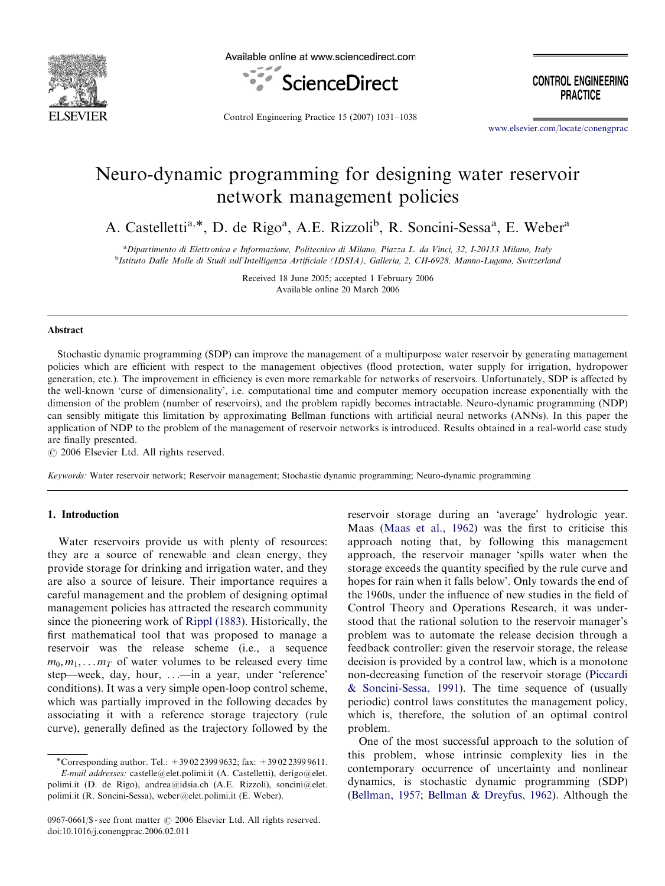# Neuro-dynamic programming for designing water reservoir network management policies

A. Castelletti[a,*], D. de Rigo[a], A.E. Rizzoli[b], R. Soncini-Sessa[a], E. Weber[a]

[a]Dipartimento di Elettronica e Informazione, Politecnico di Milano, Piazza L. da Vinci, 32, I-20133 Milano, Italy
[b]Istituto Dalle Molle di Studi sull'Intelligenza Artificiale (IDSIA), Galleria, 2, CH-6928, Manno-Lugano, Switzerland

Received 18 June 2005; accepted 1 February 2006
Available online 20 March 2006

## Abstract

Stochastic dynamic programming (SDP) can improve the management of a multipurpose water reservoir by generating management policies which are efficient with respect to the management objectives (flood protection, water supply for irrigation, hydropower generation, etc.). The improvement in efficiency is even more remarkable for networks of reservoirs. Unfortunately, SDP is affected by the well-known 'curse of dimensionality', i.e. computational time and computer memory occupation increase exponentially with the dimension of the problem (number of reservoirs), and the problem rapidly becomes intractable. Neuro-dynamic programming (NDP) can sensibly mitigate this limitation by approximating Bellman functions with artificial neural networks (ANNs). In this paper the application of NDP to the problem of the management of reservoir networks is introduced. Results obtained in a real-world case study are finally presented.

© 2006 Elsevier Ltd. All rights reserved.

*Keywords:* Water reservoir network; Reservoir management; Stochastic dynamic programming; Neuro-dynamic programming

## 1. Introduction

Water reservoirs provide us with plenty of resources: they are a source of renewable and clean energy, they provide storage for drinking and irrigation water, and they are also a source of leisure. Their importance requires a careful management and the problem of designing optimal management policies has attracted the research community since the pioneering work of Rippl (1883). Historically, the first mathematical tool that was proposed to manage a reservoir was the release scheme (i.e., a sequence $m_0, m_1, \ldots m_T$ of water volumes to be released every time step—week, day, hour, ...—in a year, under 'reference' conditions). It was a very simple open-loop control scheme, which was partially improved in the following decades by associating it with a reference storage trajectory (rule curve), generally defined as the trajectory followed by the reservoir storage during an 'average' hydrologic year. Maas (Maas et al., 1962) was the first to criticise this approach noting that, by following this management approach, the reservoir manager 'spills water when the storage exceeds the quantity specified by the rule curve and hopes for rain when it falls below'. Only towards the end of the 1960s, under the influence of new studies in the field of Control Theory and Operations Research, it was understood that the rational solution to the reservoir manager's problem was to automate the release decision through a feedback controller: given the reservoir storage, the release decision is provided by a control law, which is a monotone non-decreasing function of the reservoir storage (Piccardi & Soncini-Sessa, 1991). The time sequence of (usually periodic) control laws constitutes the management policy, which is, therefore, the solution of an optimal control problem.

One of the most successful approach to the solution of this problem, whose intrinsic complexity lies in the contemporary occurrence of uncertainty and nonlinear dynamics, is stochastic dynamic programming (SDP) (Bellman, 1957; Bellman & Dreyfus, 1962). Although the

*Corresponding author. Tel.: +39 02 2399 9632; fax: +39 02 2399 9611.
*E-mail addresses:* castelle@elet.polimi.it (A. Castelletti), derigo@elet.polimi.it (D. de Rigo), andrea@idsia.ch (A.E. Rizzoli), soncini@elet.polimi.it (R. Soncini-Sessa), weber@elet.polimi.it (E. Weber).

0967-0661/$ - see front matter © 2006 Elsevier Ltd. All rights reserved.
doi:10.1016/j.conengprac.2006.02.011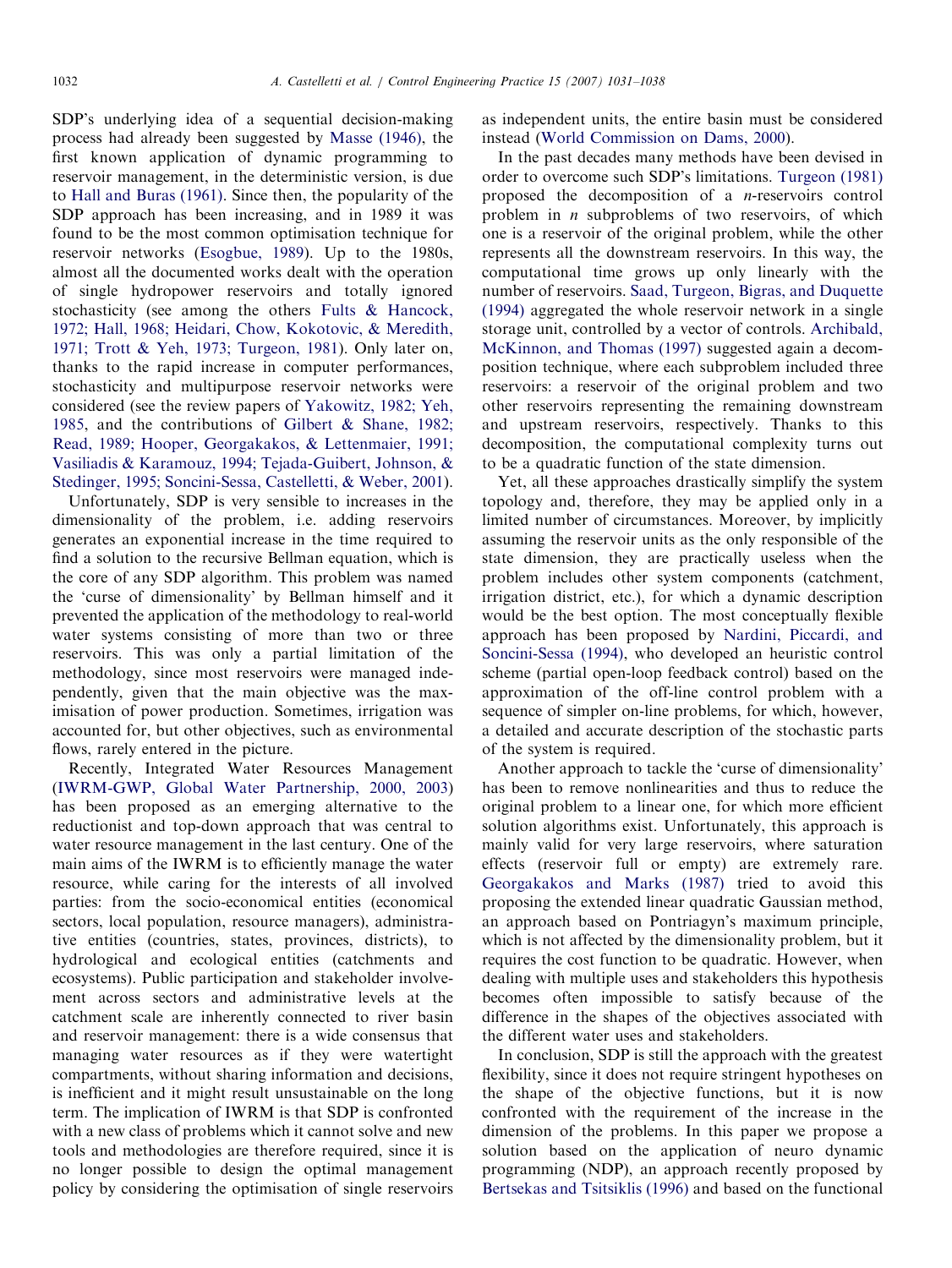SDP's underlying idea of a sequential decision-making process had already been suggested by Masse (1946), the first known application of dynamic programming to reservoir management, in the deterministic version, is due to Hall and Buras (1961). Since then, the popularity of the SDP approach has been increasing, and in 1989 it was found to be the most common optimisation technique for reservoir networks (Esogbue, 1989). Up to the 1980s, almost all the documented works dealt with the operation of single hydropower reservoirs and totally ignored stochasticity (see among the others Fults & Hancock, 1972; Hall, 1968; Heidari, Chow, Kokotovic, & Meredith, 1971; Trott & Yeh, 1973; Turgeon, 1981). Only later on, thanks to the rapid increase in computer performances, stochasticity and multipurpose reservoir networks were considered (see the review papers of Yakowitz, 1982; Yeh, 1985, and the contributions of Gilbert & Shane, 1982; Read, 1989; Hooper, Georgakakos, & Lettenmaier, 1991; Vasiliadis & Karamouz, 1994; Tejada-Guibert, Johnson, & Stedinger, 1995; Soncini-Sessa, Castelletti, & Weber, 2001).

Unfortunately, SDP is very sensible to increases in the dimensionality of the problem, i.e. adding reservoirs generates an exponential increase in the time required to find a solution to the recursive Bellman equation, which is the core of any SDP algorithm. This problem was named the 'curse of dimensionality' by Bellman himself and it prevented the application of the methodology to real-world water systems consisting of more than two or three reservoirs. This was only a partial limitation of the methodology, since most reservoirs were managed independently, given that the main objective was the maximisation of power production. Sometimes, irrigation was accounted for, but other objectives, such as environmental flows, rarely entered in the picture.

Recently, Integrated Water Resources Management (IWRM-GWP, Global Water Partnership, 2000, 2003) has been proposed as an emerging alternative to the reductionist and top-down approach that was central to water resource management in the last century. One of the main aims of the IWRM is to efficiently manage the water resource, while caring for the interests of all involved parties: from the socio-economical entities (economical sectors, local population, resource managers), administrative entities (countries, states, provinces, districts), to hydrological and ecological entities (catchments and ecosystems). Public participation and stakeholder involvement across sectors and administrative levels at the catchment scale are inherently connected to river basin and reservoir management: there is a wide consensus that managing water resources as if they were watertight compartments, without sharing information and decisions, is inefficient and it might result unsustainable on the long term. The implication of IWRM is that SDP is confronted with a new class of problems which it cannot solve and new tools and methodologies are therefore required, since it is no longer possible to design the optimal management policy by considering the optimisation of single reservoirs as independent units, the entire basin must be considered instead (World Commission on Dams, 2000).

In the past decades many methods have been devised in order to overcome such SDP's limitations. Turgeon (1981) proposed the decomposition of a $n$-reservoirs control problem in $n$ subproblems of two reservoirs, of which one is a reservoir of the original problem, while the other represents all the downstream reservoirs. In this way, the computational time grows up only linearly with the number of reservoirs. Saad, Turgeon, Bigras, and Duquette (1994) aggregated the whole reservoir network in a single storage unit, controlled by a vector of controls. Archibald, McKinnon, and Thomas (1997) suggested again a decomposition technique, where each subproblem included three reservoirs: a reservoir of the original problem and two other reservoirs representing the remaining downstream and upstream reservoirs, respectively. Thanks to this decomposition, the computational complexity turns out to be a quadratic function of the state dimension.

Yet, all these approaches drastically simplify the system topology and, therefore, they may be applied only in a limited number of circumstances. Moreover, by implicitly assuming the reservoir units as the only responsible of the state dimension, they are practically useless when the problem includes other system components (catchment, irrigation district, etc.), for which a dynamic description would be the best option. The most conceptually flexible approach has been proposed by Nardini, Piccardi, and Soncini-Sessa (1994), who developed an heuristic control scheme (partial open-loop feedback control) based on the approximation of the off-line control problem with a sequence of simpler on-line problems, for which, however, a detailed and accurate description of the stochastic parts of the system is required.

Another approach to tackle the 'curse of dimensionality' has been to remove nonlinearities and thus to reduce the original problem to a linear one, for which more efficient solution algorithms exist. Unfortunately, this approach is mainly valid for very large reservoirs, where saturation effects (reservoir full or empty) are extremely rare. Georgakakos and Marks (1987) tried to avoid this proposing the extended linear quadratic Gaussian method, an approach based on Pontriagyn's maximum principle, which is not affected by the dimensionality problem, but it requires the cost function to be quadratic. However, when dealing with multiple uses and stakeholders this hypothesis becomes often impossible to satisfy because of the difference in the shapes of the objectives associated with the different water uses and stakeholders.

In conclusion, SDP is still the approach with the greatest flexibility, since it does not require stringent hypotheses on the shape of the objective functions, but it is now confronted with the requirement of the increase in the dimension of the problems. In this paper we propose a solution based on the application of neuro dynamic programming (NDP), an approach recently proposed by Bertsekas and Tsitsiklis (1996) and based on the functional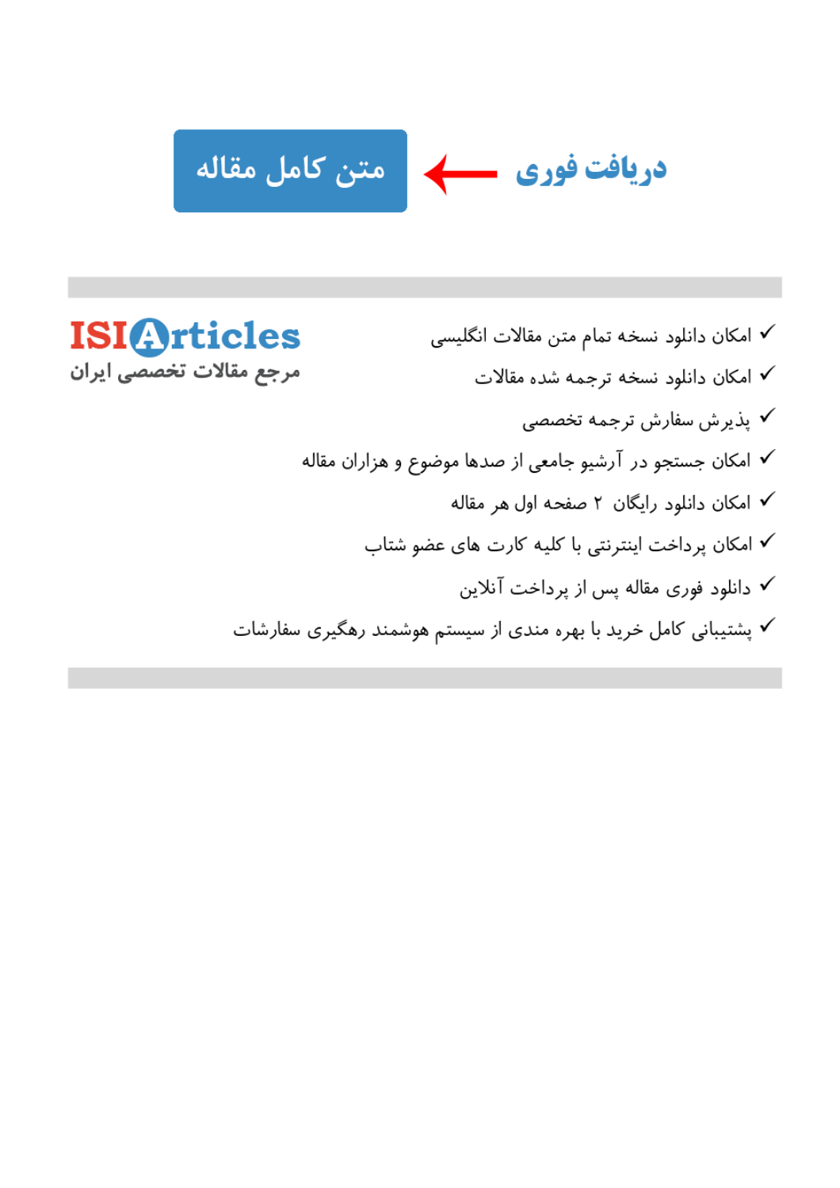دریافت فوری ← متن کامل مقاله

**ISIArticles**
مرجع مقالات تخصصی ایران

- ✓ امکان دانلود نسخه تمام متن مقالات انگلیسی
- ✓ امکان دانلود نسخه ترجمه شده مقالات
- ✓ پذیرش سفارش ترجمه تخصصی
- ✓ امکان جستجو در آرشیو جامعی از صدها موضوع و هزاران مقاله
- ✓ امکان دانلود رایگان ۲ صفحه اول هر مقاله
- ✓ امکان پرداخت اینترنتی با کلیه کارت های عضو شتاب
- ✓ دانلود فوری مقاله پس از پرداخت آنلاین
- ✓ پشتیبانی کامل خرید با بهره مندی از سیستم هوشمند رهگیری سفارشات